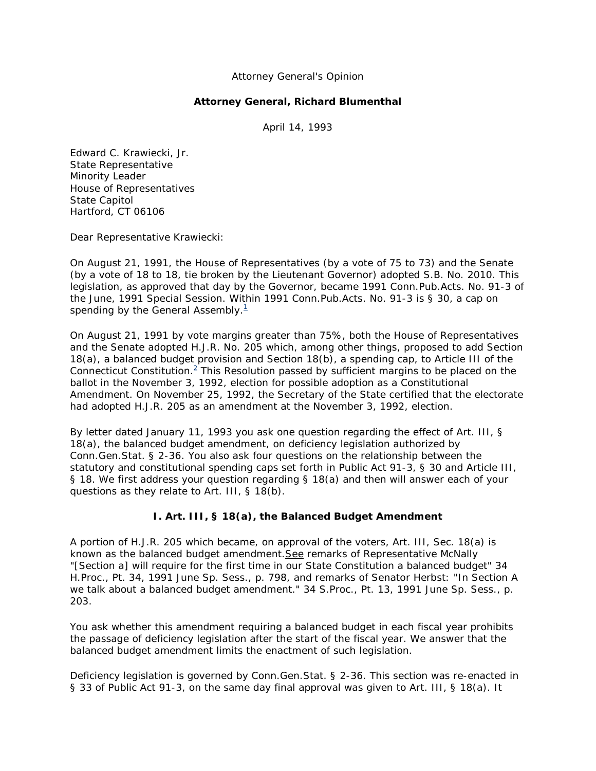Attorney General's Opinion

**Attorney General, Richard Blumenthal**

April 14, 1993

Edward C. Krawiecki, Jr.
State Representative
Minority Leader
House of Representatives
State Capitol
Hartford, CT 06106

Dear Representative Krawiecki:

On August 21, 1991, the House of Representatives (by a vote of 75 to 73) and the Senate (by a vote of 18 to 18, tie broken by the Lieutenant Governor) adopted S.B. No. 2010. This legislation, as approved that day by the Governor, became 1991 Conn.Pub.Acts. No. 91-3 of the June, 1991 Special Session. Within 1991 Conn.Pub.Acts. No. 91-3 is § 30, a cap on spending by the General Assembly.[1]

On August 21, 1991 by vote margins greater than 75%, both the House of Representatives and the Senate adopted H.J.R. No. 205 which, among other things, proposed to add Section 18(a), a balanced budget provision and Section 18(b), a spending cap, to Article III of the Connecticut Constitution.[2] This Resolution passed by sufficient margins to be placed on the ballot in the November 3, 1992, election for possible adoption as a Constitutional Amendment. On November 25, 1992, the Secretary of the State certified that the electorate had adopted H.J.R. 205 as an amendment at the November 3, 1992, election.

By letter dated January 11, 1993 you ask one question regarding the effect of Art. III, § 18(a), the balanced budget amendment, on deficiency legislation authorized by Conn.Gen.Stat. § 2-36. You also ask four questions on the relationship between the statutory and constitutional spending caps set forth in Public Act 91-3, § 30 and Article III, § 18. We first address your question regarding § 18(a) and then will answer each of your questions as they relate to Art. III, § 18(b).

## I. Art. III, § 18(a), the Balanced Budget Amendment

A portion of H.J.R. 205 which became, on approval of the voters, Art. III, Sec. 18(a) is known as the balanced budget amendment. See remarks of Representative McNally "[Section a] will require for the first time in our State Constitution a balanced budget" 34 H.Proc., Pt. 34, 1991 June Sp. Sess., p. 798, and remarks of Senator Herbst: "In Section A we talk about a balanced budget amendment." 34 S.Proc., Pt. 13, 1991 June Sp. Sess., p. 203.

You ask whether this amendment requiring a balanced budget in each fiscal year prohibits the passage of deficiency legislation after the start of the fiscal year. We answer that the balanced budget amendment limits the enactment of such legislation.

Deficiency legislation is governed by Conn.Gen.Stat. § 2-36. This section was re-enacted in § 33 of Public Act 91-3, on the same day final approval was given to Art. III, § 18(a). It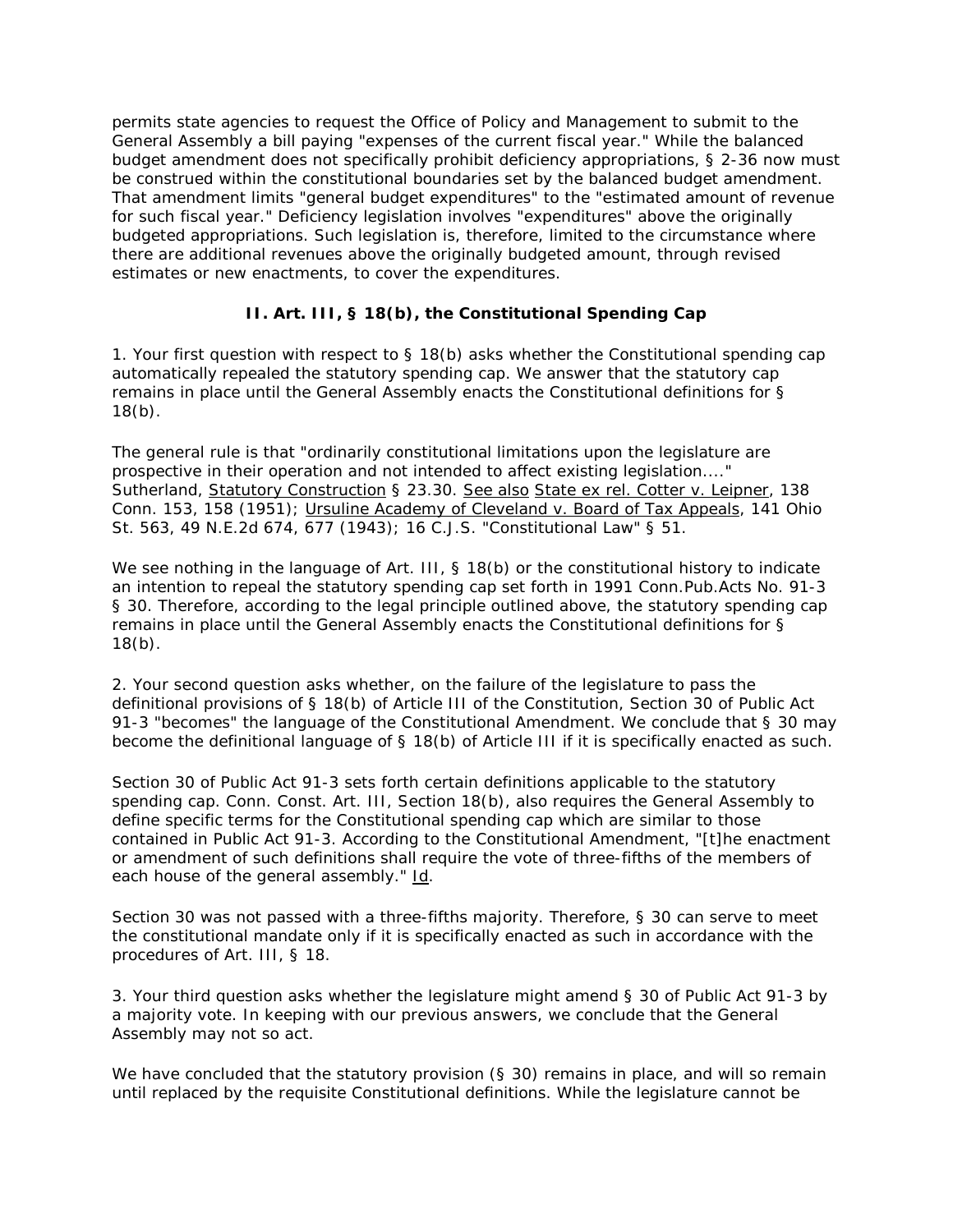permits state agencies to request the Office of Policy and Management to submit to the General Assembly a bill paying "expenses of the current fiscal year." While the balanced budget amendment does not specifically prohibit deficiency appropriations, § 2-36 now must be construed within the constitutional boundaries set by the balanced budget amendment. That amendment limits "general budget expenditures" to the "estimated amount of revenue for such fiscal year." Deficiency legislation involves "expenditures" above the originally budgeted appropriations. Such legislation is, therefore, limited to the circumstance where there are additional revenues above the originally budgeted amount, through revised estimates or new enactments, to cover the expenditures.

### II. Art. III, § 18(b), the Constitutional Spending Cap

1. Your first question with respect to § 18(b) asks whether the Constitutional spending cap automatically repealed the statutory spending cap. We answer that the statutory cap remains in place until the General Assembly enacts the Constitutional definitions for § 18(b).

The general rule is that "ordinarily constitutional limitations upon the legislature are prospective in their operation and not intended to affect existing legislation...." Sutherland, Statutory Construction § 23.30. See also State ex rel. Cotter v. Leipner, 138 Conn. 153, 158 (1951); Ursuline Academy of Cleveland v. Board of Tax Appeals, 141 Ohio St. 563, 49 N.E.2d 674, 677 (1943); 16 C.J.S. "Constitutional Law" § 51.

We see nothing in the language of Art. III, § 18(b) or the constitutional history to indicate an intention to repeal the statutory spending cap set forth in 1991 Conn.Pub.Acts No. 91-3 § 30. Therefore, according to the legal principle outlined above, the statutory spending cap remains in place until the General Assembly enacts the Constitutional definitions for § 18(b).

2. Your second question asks whether, on the failure of the legislature to pass the definitional provisions of § 18(b) of Article III of the Constitution, Section 30 of Public Act 91-3 "becomes" the language of the Constitutional Amendment. We conclude that § 30 may become the definitional language of § 18(b) of Article III if it is specifically enacted as such.

Section 30 of Public Act 91-3 sets forth certain definitions applicable to the statutory spending cap. Conn. Const. Art. III, Section 18(b), also requires the General Assembly to define specific terms for the Constitutional spending cap which are similar to those contained in Public Act 91-3. According to the Constitutional Amendment, "[t]he enactment or amendment of such definitions shall require the vote of three-fifths of the members of each house of the general assembly." Id.

Section 30 was not passed with a three-fifths majority. Therefore, § 30 can serve to meet the constitutional mandate only if it is specifically enacted as such in accordance with the procedures of Art. III, § 18.

3. Your third question asks whether the legislature might amend § 30 of Public Act 91-3 by a majority vote. In keeping with our previous answers, we conclude that the General Assembly may not so act.

We have concluded that the statutory provision (§ 30) remains in place, and will so remain until replaced by the requisite Constitutional definitions. While the legislature cannot be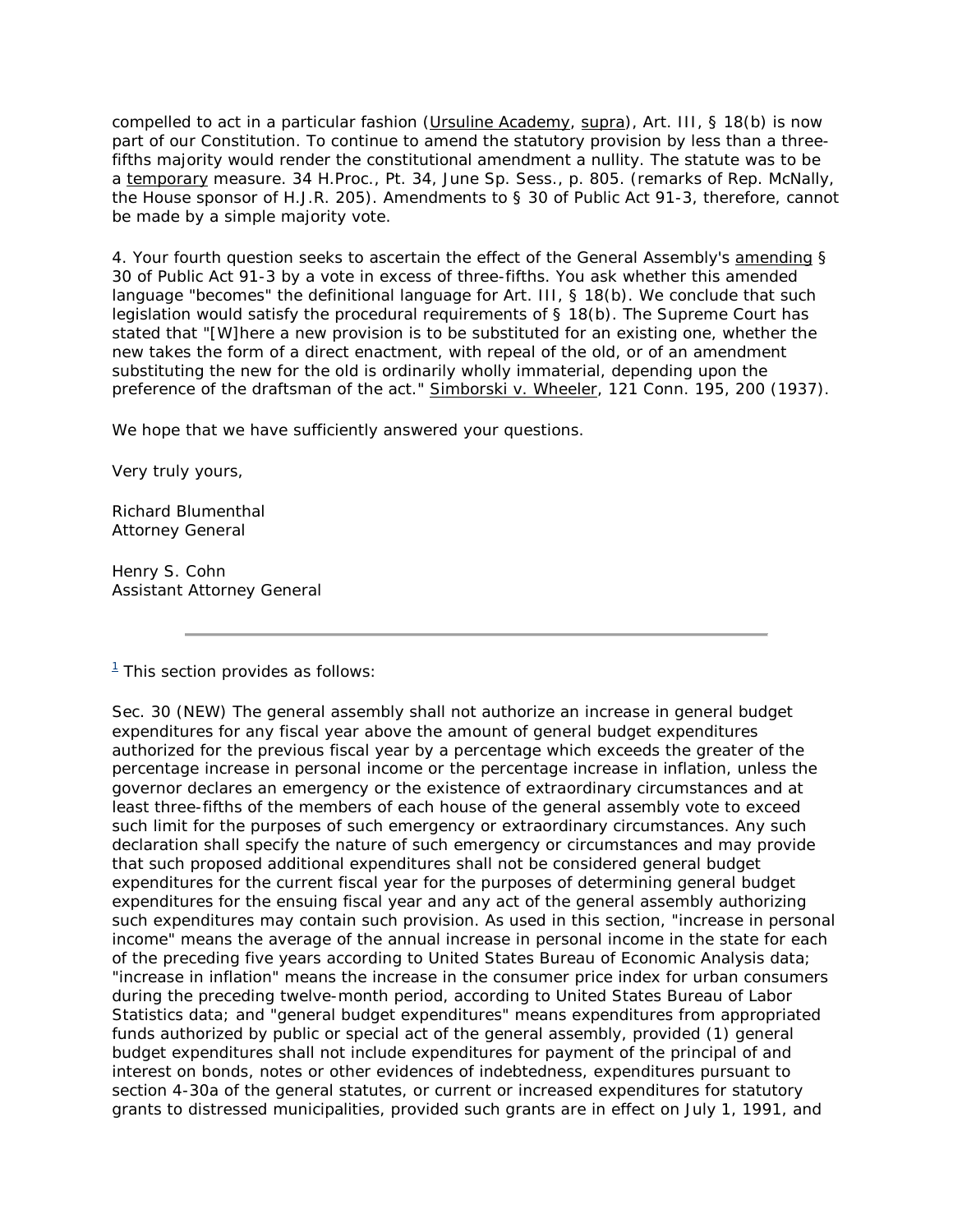compelled to act in a particular fashion (Ursuline Academy, supra), Art. III, § 18(b) is now part of our Constitution. To continue to amend the statutory provision by less than a three-fifths majority would render the constitutional amendment a nullity. The statute was to be a temporary measure. 34 H.Proc., Pt. 34, June Sp. Sess., p. 805. (remarks of Rep. McNally, the House sponsor of H.J.R. 205). Amendments to § 30 of Public Act 91-3, therefore, cannot be made by a simple majority vote.

4. Your fourth question seeks to ascertain the effect of the General Assembly's amending § 30 of Public Act 91-3 by a vote in excess of three-fifths. You ask whether this amended language "becomes" the definitional language for Art. III, § 18(b). We conclude that such legislation would satisfy the procedural requirements of § 18(b). The Supreme Court has stated that "[W]here a new provision is to be substituted for an existing one, whether the new takes the form of a direct enactment, with repeal of the old, or of an amendment substituting the new for the old is ordinarily wholly immaterial, depending upon the preference of the draftsman of the act." Simborski v. Wheeler, 121 Conn. 195, 200 (1937).

We hope that we have sufficiently answered your questions.

Very truly yours,

Richard Blumenthal
Attorney General

Henry S. Cohn
Assistant Attorney General

---

[1] This section provides as follows:

Sec. 30 (NEW) The general assembly shall not authorize an increase in general budget expenditures for any fiscal year above the amount of general budget expenditures authorized for the previous fiscal year by a percentage which exceeds the greater of the percentage increase in personal income or the percentage increase in inflation, unless the governor declares an emergency or the existence of extraordinary circumstances and at least three-fifths of the members of each house of the general assembly vote to exceed such limit for the purposes of such emergency or extraordinary circumstances. Any such declaration shall specify the nature of such emergency or circumstances and may provide that such proposed additional expenditures shall not be considered general budget expenditures for the current fiscal year for the purposes of determining general budget expenditures for the ensuing fiscal year and any act of the general assembly authorizing such expenditures may contain such provision. As used in this section, "increase in personal income" means the average of the annual increase in personal income in the state for each of the preceding five years according to United States Bureau of Economic Analysis data; "increase in inflation" means the increase in the consumer price index for urban consumers during the preceding twelve-month period, according to United States Bureau of Labor Statistics data; and "general budget expenditures" means expenditures from appropriated funds authorized by public or special act of the general assembly, provided (1) general budget expenditures shall not include expenditures for payment of the principal of and interest on bonds, notes or other evidences of indebtedness, expenditures pursuant to section 4-30a of the general statutes, or current or increased expenditures for statutory grants to distressed municipalities, provided such grants are in effect on July 1, 1991, and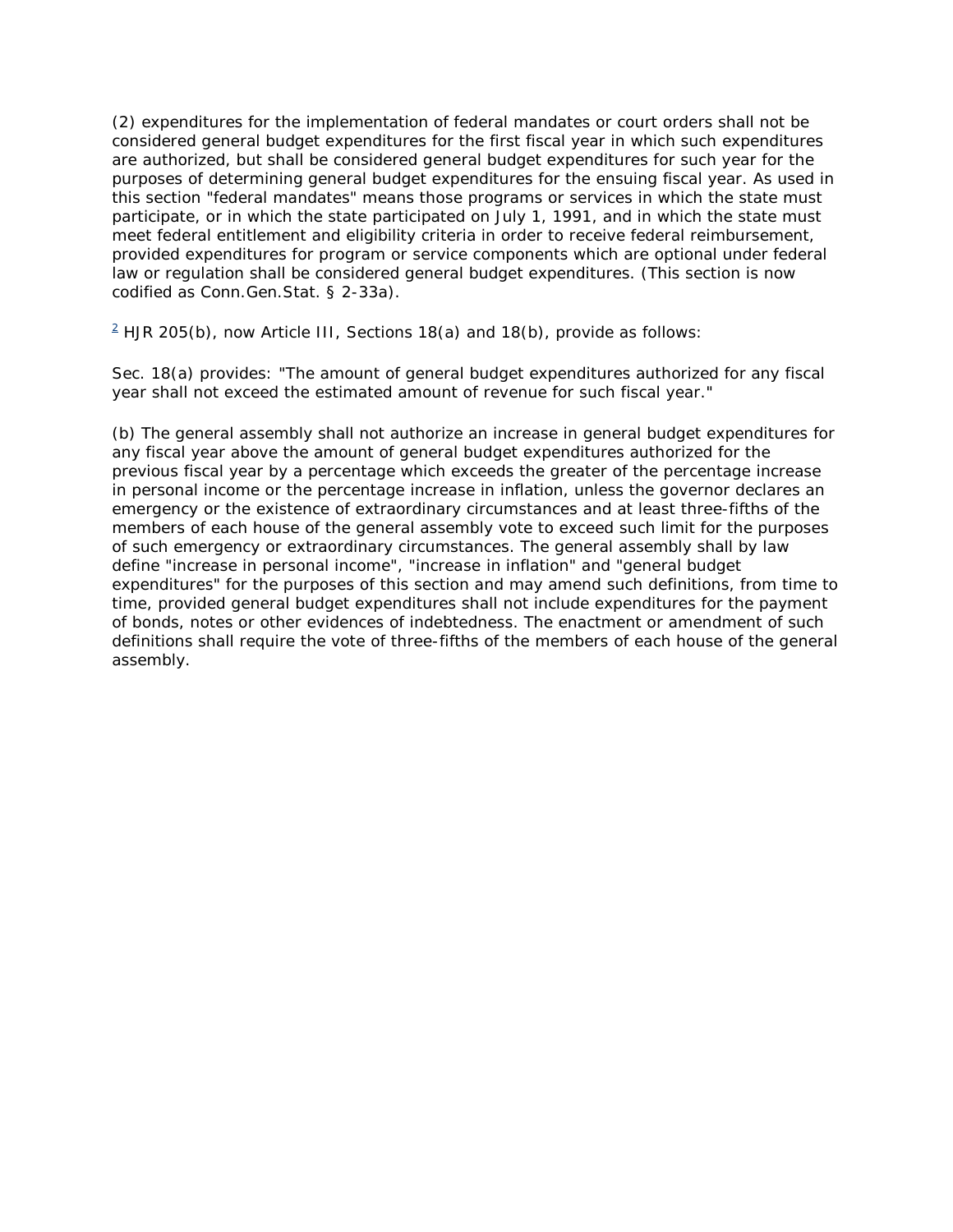(2) expenditures for the implementation of federal mandates or court orders shall not be considered general budget expenditures for the first fiscal year in which such expenditures are authorized, but shall be considered general budget expenditures for such year for the purposes of determining general budget expenditures for the ensuing fiscal year. As used in this section "federal mandates" means those programs or services in which the state must participate, or in which the state participated on July 1, 1991, and in which the state must meet federal entitlement and eligibility criteria in order to receive federal reimbursement, provided expenditures for program or service components which are optional under federal law or regulation shall be considered general budget expenditures. (This section is now codified as Conn.Gen.Stat. § 2-33a).

[2] HJR 205(b), now Article III, Sections 18(a) and 18(b), provide as follows:

Sec. 18(a) provides: "The amount of general budget expenditures authorized for any fiscal year shall not exceed the estimated amount of revenue for such fiscal year."

(b) The general assembly shall not authorize an increase in general budget expenditures for any fiscal year above the amount of general budget expenditures authorized for the previous fiscal year by a percentage which exceeds the greater of the percentage increase in personal income or the percentage increase in inflation, unless the governor declares an emergency or the existence of extraordinary circumstances and at least three-fifths of the members of each house of the general assembly vote to exceed such limit for the purposes of such emergency or extraordinary circumstances. The general assembly shall by law define "increase in personal income", "increase in inflation" and "general budget expenditures" for the purposes of this section and may amend such definitions, from time to time, provided general budget expenditures shall not include expenditures for the payment of bonds, notes or other evidences of indebtedness. The enactment or amendment of such definitions shall require the vote of three-fifths of the members of each house of the general assembly.